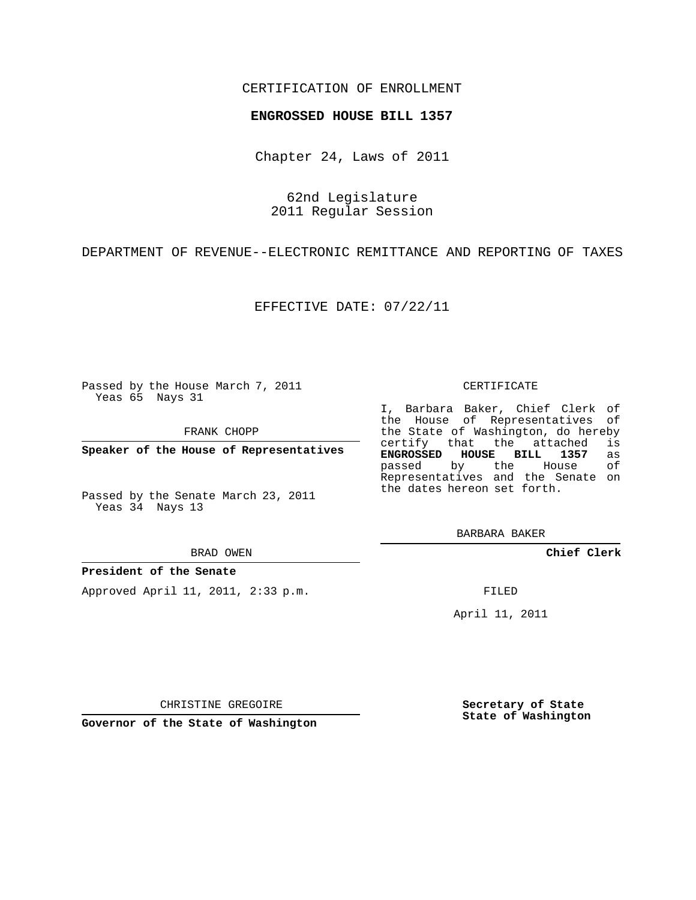CERTIFICATION OF ENROLLMENT

**ENGROSSED HOUSE BILL 1357**

Chapter 24, Laws of 2011

62nd Legislature
2011 Regular Session

DEPARTMENT OF REVENUE--ELECTRONIC REMITTANCE AND REPORTING OF TAXES

EFFECTIVE DATE: 07/22/11

Passed by the House March 7, 2011
Yeas 65 Nays 31

FRANK CHOPP

**Speaker of the House of Representatives**

Passed by the Senate March 23, 2011
Yeas 34 Nays 13

BRAD OWEN

**President of the Senate**

Approved April 11, 2011, 2:33 p.m.

CHRISTINE GREGOIRE

**Governor of the State of Washington**

CERTIFICATE

I, Barbara Baker, Chief Clerk of the House of Representatives of the State of Washington, do hereby certify that the attached is **ENGROSSED HOUSE BILL 1357** as passed by the House of Representatives and the Senate on the dates hereon set forth.

BARBARA BAKER

**Chief Clerk**

FILED

April 11, 2011

**Secretary of State**
**State of Washington**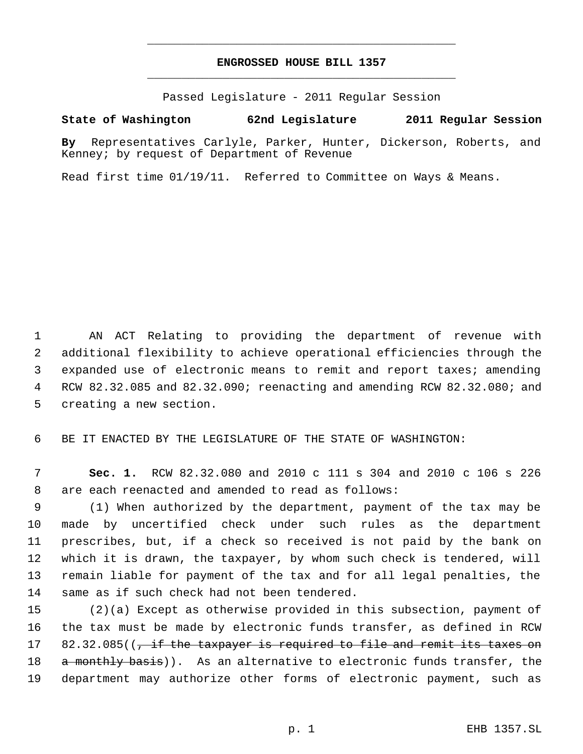# ENGROSSED HOUSE BILL 1357

Passed Legislature - 2011 Regular Session

**State of Washington 62nd Legislature 2011 Regular Session**

**By** Representatives Carlyle, Parker, Hunter, Dickerson, Roberts, and Kenney; by request of Department of Revenue

Read first time 01/19/11. Referred to Committee on Ways & Means.

1 AN ACT Relating to providing the department of revenue with
2 additional flexibility to achieve operational efficiencies through the
3 expanded use of electronic means to remit and report taxes; amending
4 RCW 82.32.085 and 82.32.090; reenacting and amending RCW 82.32.080; and
5 creating a new section.

6 BE IT ENACTED BY THE LEGISLATURE OF THE STATE OF WASHINGTON:

7 **Sec. 1.** RCW 82.32.080 and 2010 c 111 s 304 and 2010 c 106 s 226
8 are each reenacted and amended to read as follows:

9 (1) When authorized by the department, payment of the tax may be
10 made by uncertified check under such rules as the department
11 prescribes, but, if a check so received is not paid by the bank on
12 which it is drawn, the taxpayer, by whom such check is tendered, will
13 remain liable for payment of the tax and for all legal penalties, the
14 same as if such check had not been tendered.

15 (2)(a) Except as otherwise provided in this subsection, payment of
16 the tax must be made by electronic funds transfer, as defined in RCW
17 82.32.085((~~, if the taxpayer is required to file and remit its taxes on~~
18 ~~a monthly basis~~)). As an alternative to electronic funds transfer, the
19 department may authorize other forms of electronic payment, such as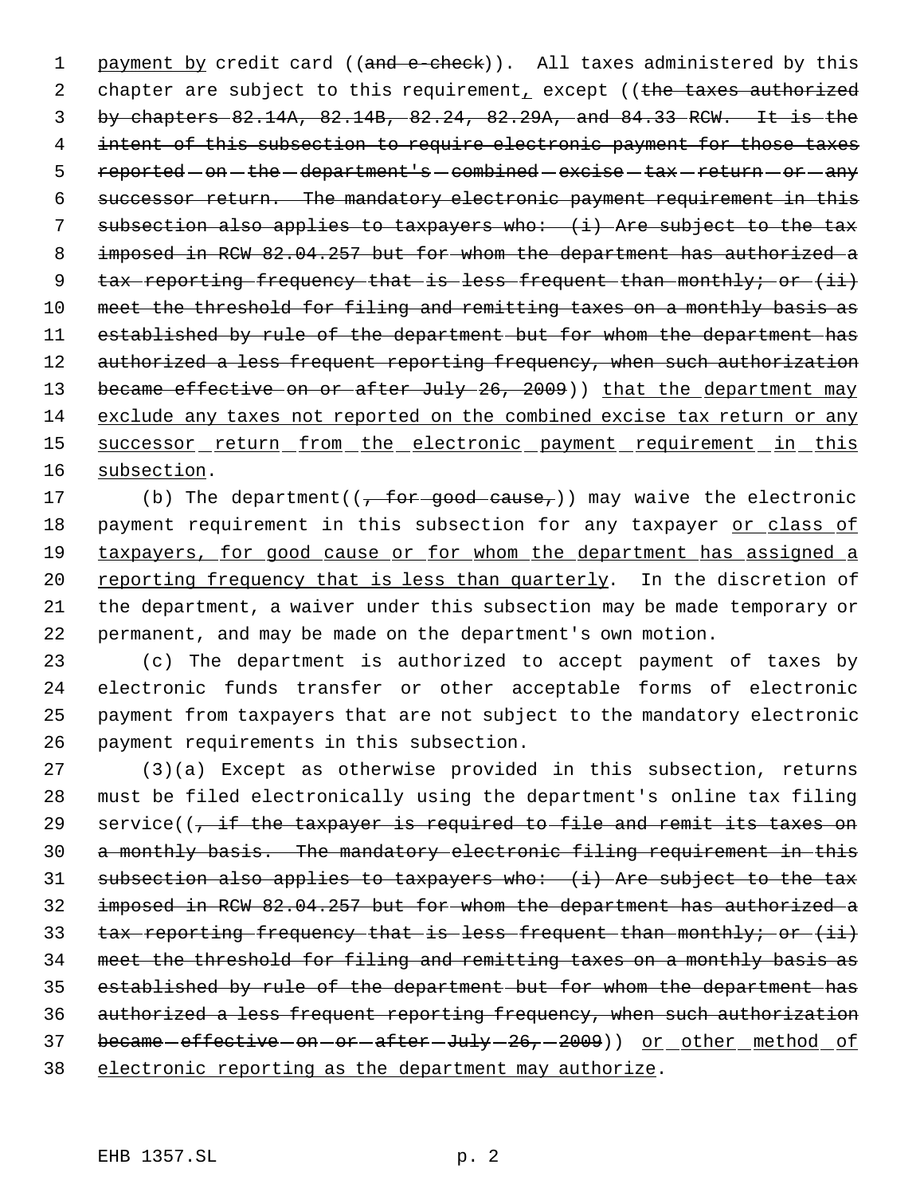<u>payment by</u> credit card ((~~and e-check~~)). All taxes administered by this chapter are subject to this requirement<u>,</u> except ((~~the taxes authorized by chapters 82.14A, 82.14B, 82.24, 82.29A, and 84.33 RCW. It is the intent of this subsection to require electronic payment for those taxes reported on the department's combined excise tax return or any successor return. The mandatory electronic payment requirement in this subsection also applies to taxpayers who: (i) Are subject to the tax imposed in RCW 82.04.257 but for whom the department has authorized a tax reporting frequency that is less frequent than monthly; or (ii) meet the threshold for filing and remitting taxes on a monthly basis as established by rule of the department but for whom the department has authorized a less frequent reporting frequency, when such authorization became effective on or after July 26, 2009~~)) <u>that the department may exclude any taxes not reported on the combined excise tax return or any successor return from the electronic payment requirement in this subsection</u>.

(b) The department((~~, for good cause,~~)) may waive the electronic payment requirement in this subsection for any taxpayer <u>or class of taxpayers, for good cause or for whom the department has assigned a reporting frequency that is less than quarterly</u>. In the discretion of the department, a waiver under this subsection may be made temporary or permanent, and may be made on the department's own motion.

(c) The department is authorized to accept payment of taxes by electronic funds transfer or other acceptable forms of electronic payment from taxpayers that are not subject to the mandatory electronic payment requirements in this subsection.

(3)(a) Except as otherwise provided in this subsection, returns must be filed electronically using the department's online tax filing service((~~, if the taxpayer is required to file and remit its taxes on a monthly basis. The mandatory electronic filing requirement in this subsection also applies to taxpayers who: (i) Are subject to the tax imposed in RCW 82.04.257 but for whom the department has authorized a tax reporting frequency that is less frequent than monthly; or (ii) meet the threshold for filing and remitting taxes on a monthly basis as established by rule of the department but for whom the department has authorized a less frequent reporting frequency, when such authorization became effective on or after July 26, 2009~~)) <u>or other method of electronic reporting as the department may authorize</u>.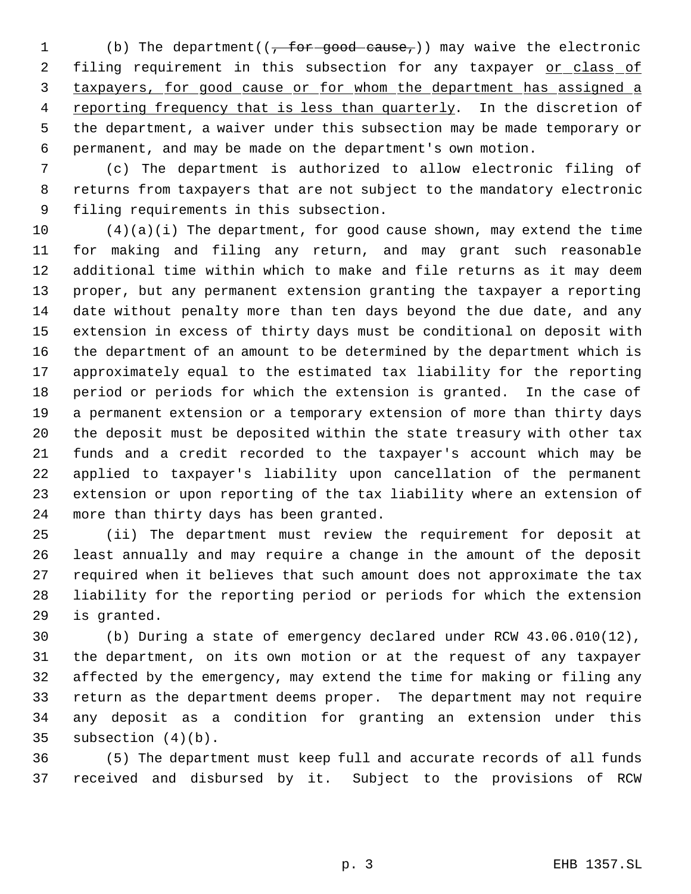(b) The department((~~, for good cause,~~)) may waive the electronic filing requirement in this subsection for any taxpayer <u>or class of taxpayers, for good cause or for whom the department has assigned a reporting frequency that is less than quarterly</u>. In the discretion of the department, a waiver under this subsection may be made temporary or permanent, and may be made on the department's own motion.

(c) The department is authorized to allow electronic filing of returns from taxpayers that are not subject to the mandatory electronic filing requirements in this subsection.

(4)(a)(i) The department, for good cause shown, may extend the time for making and filing any return, and may grant such reasonable additional time within which to make and file returns as it may deem proper, but any permanent extension granting the taxpayer a reporting date without penalty more than ten days beyond the due date, and any extension in excess of thirty days must be conditional on deposit with the department of an amount to be determined by the department which is approximately equal to the estimated tax liability for the reporting period or periods for which the extension is granted. In the case of a permanent extension or a temporary extension of more than thirty days the deposit must be deposited within the state treasury with other tax funds and a credit recorded to the taxpayer's account which may be applied to taxpayer's liability upon cancellation of the permanent extension or upon reporting of the tax liability where an extension of more than thirty days has been granted.

(ii) The department must review the requirement for deposit at least annually and may require a change in the amount of the deposit required when it believes that such amount does not approximate the tax liability for the reporting period or periods for which the extension is granted.

(b) During a state of emergency declared under RCW 43.06.010(12), the department, on its own motion or at the request of any taxpayer affected by the emergency, may extend the time for making or filing any return as the department deems proper. The department may not require any deposit as a condition for granting an extension under this subsection (4)(b).

(5) The department must keep full and accurate records of all funds received and disbursed by it. Subject to the provisions of RCW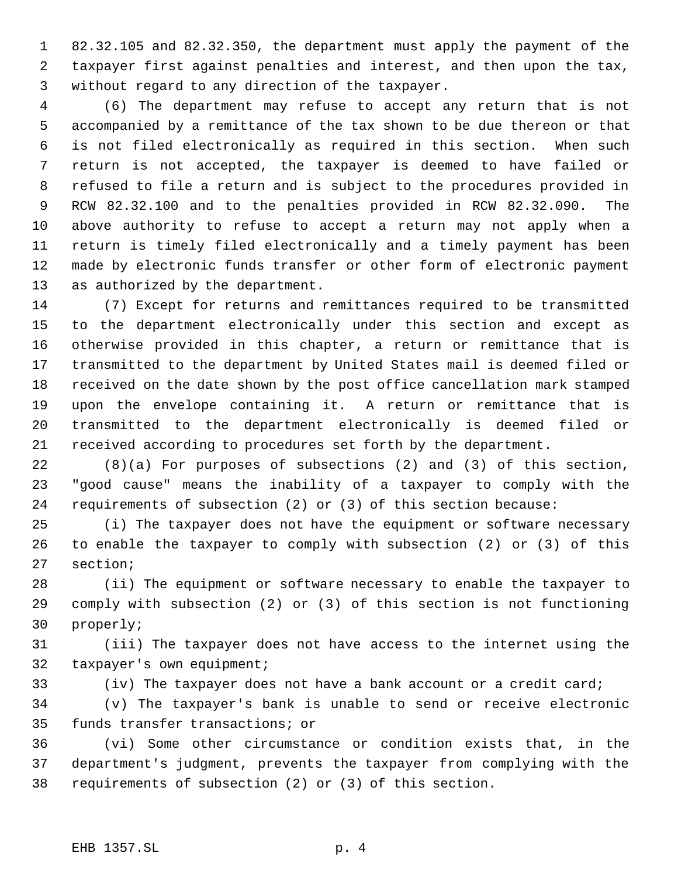82.32.105 and 82.32.350, the department must apply the payment of the taxpayer first against penalties and interest, and then upon the tax, without regard to any direction of the taxpayer.

(6) The department may refuse to accept any return that is not accompanied by a remittance of the tax shown to be due thereon or that is not filed electronically as required in this section. When such return is not accepted, the taxpayer is deemed to have failed or refused to file a return and is subject to the procedures provided in RCW 82.32.100 and to the penalties provided in RCW 82.32.090. The above authority to refuse to accept a return may not apply when a return is timely filed electronically and a timely payment has been made by electronic funds transfer or other form of electronic payment as authorized by the department.

(7) Except for returns and remittances required to be transmitted to the department electronically under this section and except as otherwise provided in this chapter, a return or remittance that is transmitted to the department by United States mail is deemed filed or received on the date shown by the post office cancellation mark stamped upon the envelope containing it. A return or remittance that is transmitted to the department electronically is deemed filed or received according to procedures set forth by the department.

(8)(a) For purposes of subsections (2) and (3) of this section, "good cause" means the inability of a taxpayer to comply with the requirements of subsection (2) or (3) of this section because:

(i) The taxpayer does not have the equipment or software necessary to enable the taxpayer to comply with subsection (2) or (3) of this section;

(ii) The equipment or software necessary to enable the taxpayer to comply with subsection (2) or (3) of this section is not functioning properly;

(iii) The taxpayer does not have access to the internet using the taxpayer's own equipment;

(iv) The taxpayer does not have a bank account or a credit card;

(v) The taxpayer's bank is unable to send or receive electronic funds transfer transactions; or

(vi) Some other circumstance or condition exists that, in the department's judgment, prevents the taxpayer from complying with the requirements of subsection (2) or (3) of this section.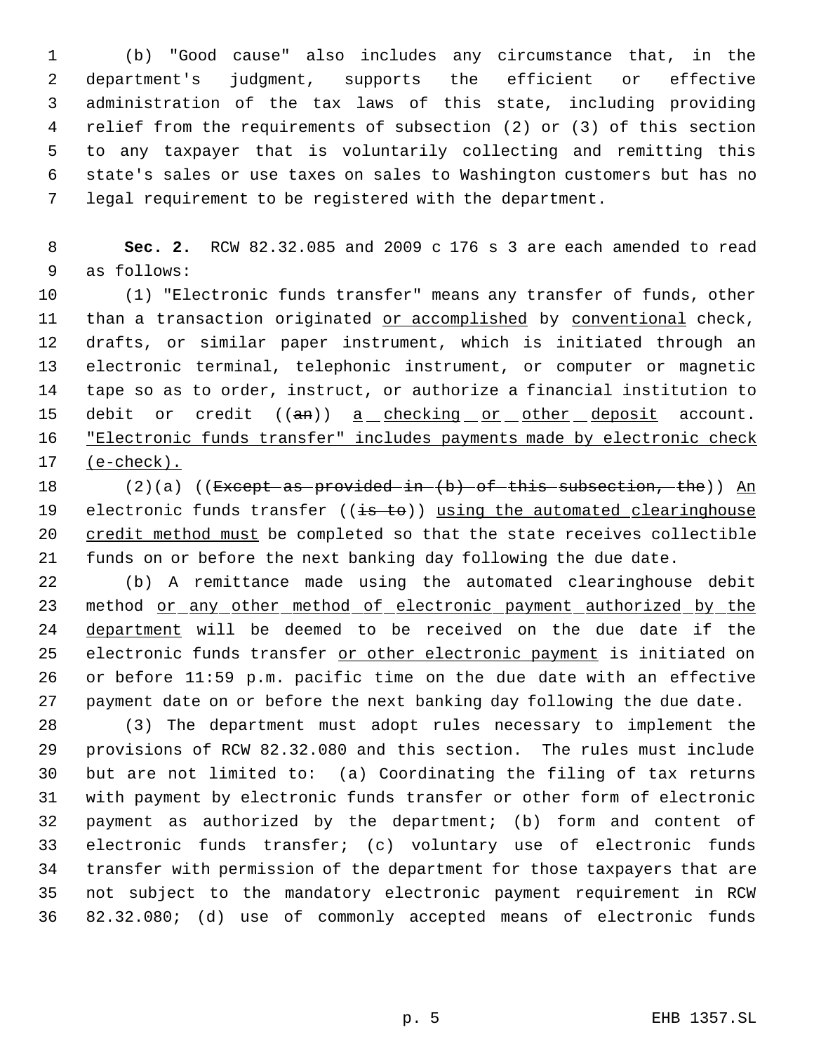(b) "Good cause" also includes any circumstance that, in the department's judgment, supports the efficient or effective administration of the tax laws of this state, including providing relief from the requirements of subsection (2) or (3) of this section to any taxpayer that is voluntarily collecting and remitting this state's sales or use taxes on sales to Washington customers but has no legal requirement to be registered with the department.

**Sec. 2.** RCW 82.32.085 and 2009 c 176 s 3 are each amended to read as follows:

(1) "Electronic funds transfer" means any transfer of funds, other than a transaction originated or accomplished by conventional check, drafts, or similar paper instrument, which is initiated through an electronic terminal, telephonic instrument, or computer or magnetic tape so as to order, instruct, or authorize a financial institution to debit or credit ((an)) a checking or other deposit account. "Electronic funds transfer" includes payments made by electronic check (e-check).

(2)(a) ((Except as provided in (b) of this subsection, the)) An electronic funds transfer ((is to)) using the automated clearinghouse credit method must be completed so that the state receives collectible funds on or before the next banking day following the due date.

(b) A remittance made using the automated clearinghouse debit method or any other method of electronic payment authorized by the department will be deemed to be received on the due date if the electronic funds transfer or other electronic payment is initiated on or before 11:59 p.m. pacific time on the due date with an effective payment date on or before the next banking day following the due date.

(3) The department must adopt rules necessary to implement the provisions of RCW 82.32.080 and this section. The rules must include but are not limited to: (a) Coordinating the filing of tax returns with payment by electronic funds transfer or other form of electronic payment as authorized by the department; (b) form and content of electronic funds transfer; (c) voluntary use of electronic funds transfer with permission of the department for those taxpayers that are not subject to the mandatory electronic payment requirement in RCW 82.32.080; (d) use of commonly accepted means of electronic funds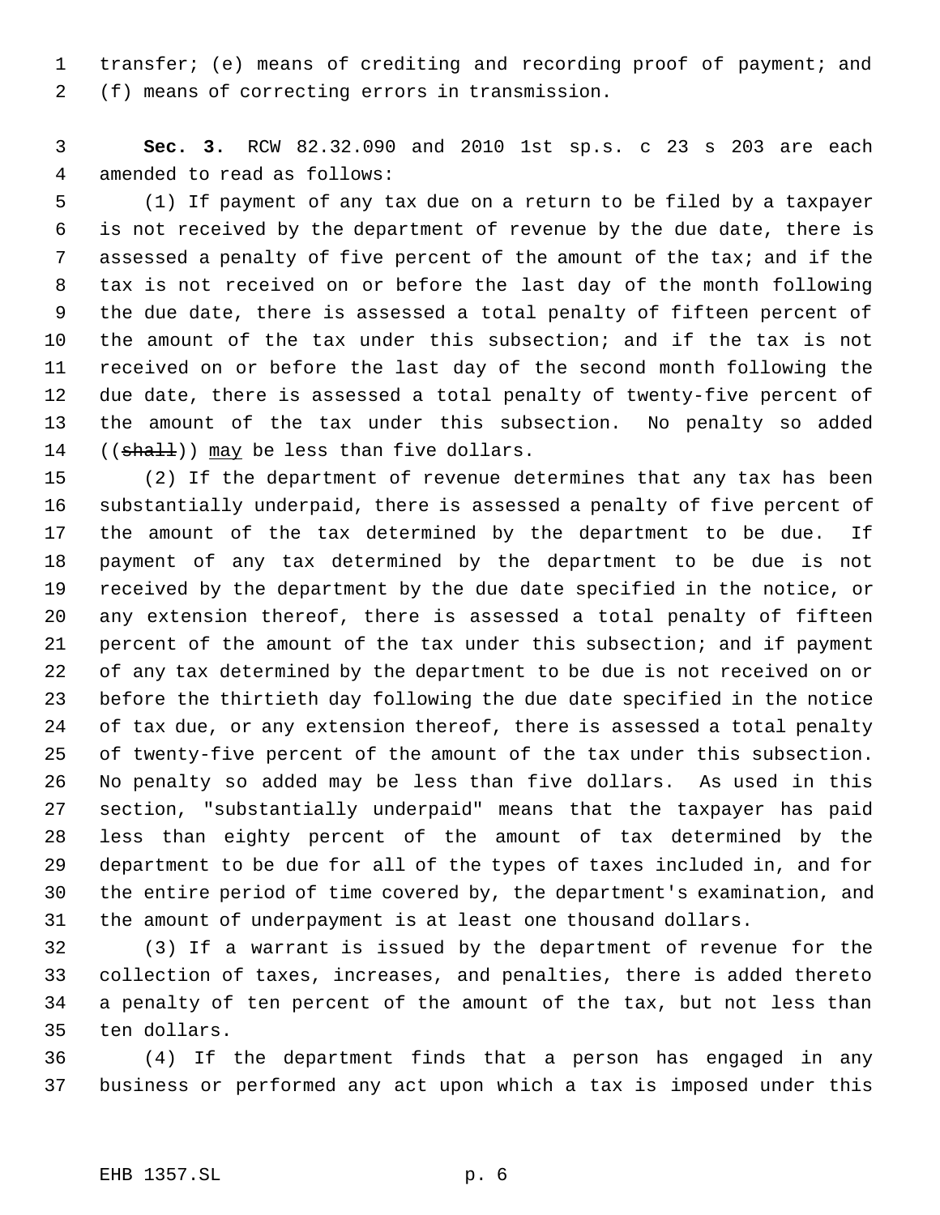transfer; (e) means of crediting and recording proof of payment; and (f) means of correcting errors in transmission.

**Sec. 3.** RCW 82.32.090 and 2010 1st sp.s. c 23 s 203 are each amended to read as follows:

(1) If payment of any tax due on a return to be filed by a taxpayer is not received by the department of revenue by the due date, there is assessed a penalty of five percent of the amount of the tax; and if the tax is not received on or before the last day of the month following the due date, there is assessed a total penalty of fifteen percent of the amount of the tax under this subsection; and if the tax is not received on or before the last day of the second month following the due date, there is assessed a total penalty of twenty-five percent of the amount of the tax under this subsection. No penalty so added ((~~shall~~)) <u>may</u> be less than five dollars.

(2) If the department of revenue determines that any tax has been substantially underpaid, there is assessed a penalty of five percent of the amount of the tax determined by the department to be due. If payment of any tax determined by the department to be due is not received by the department by the due date specified in the notice, or any extension thereof, there is assessed a total penalty of fifteen percent of the amount of the tax under this subsection; and if payment of any tax determined by the department to be due is not received on or before the thirtieth day following the due date specified in the notice of tax due, or any extension thereof, there is assessed a total penalty of twenty-five percent of the amount of the tax under this subsection. No penalty so added may be less than five dollars. As used in this section, "substantially underpaid" means that the taxpayer has paid less than eighty percent of the amount of tax determined by the department to be due for all of the types of taxes included in, and for the entire period of time covered by, the department's examination, and the amount of underpayment is at least one thousand dollars.

(3) If a warrant is issued by the department of revenue for the collection of taxes, increases, and penalties, there is added thereto a penalty of ten percent of the amount of the tax, but not less than ten dollars.

(4) If the department finds that a person has engaged in any business or performed any act upon which a tax is imposed under this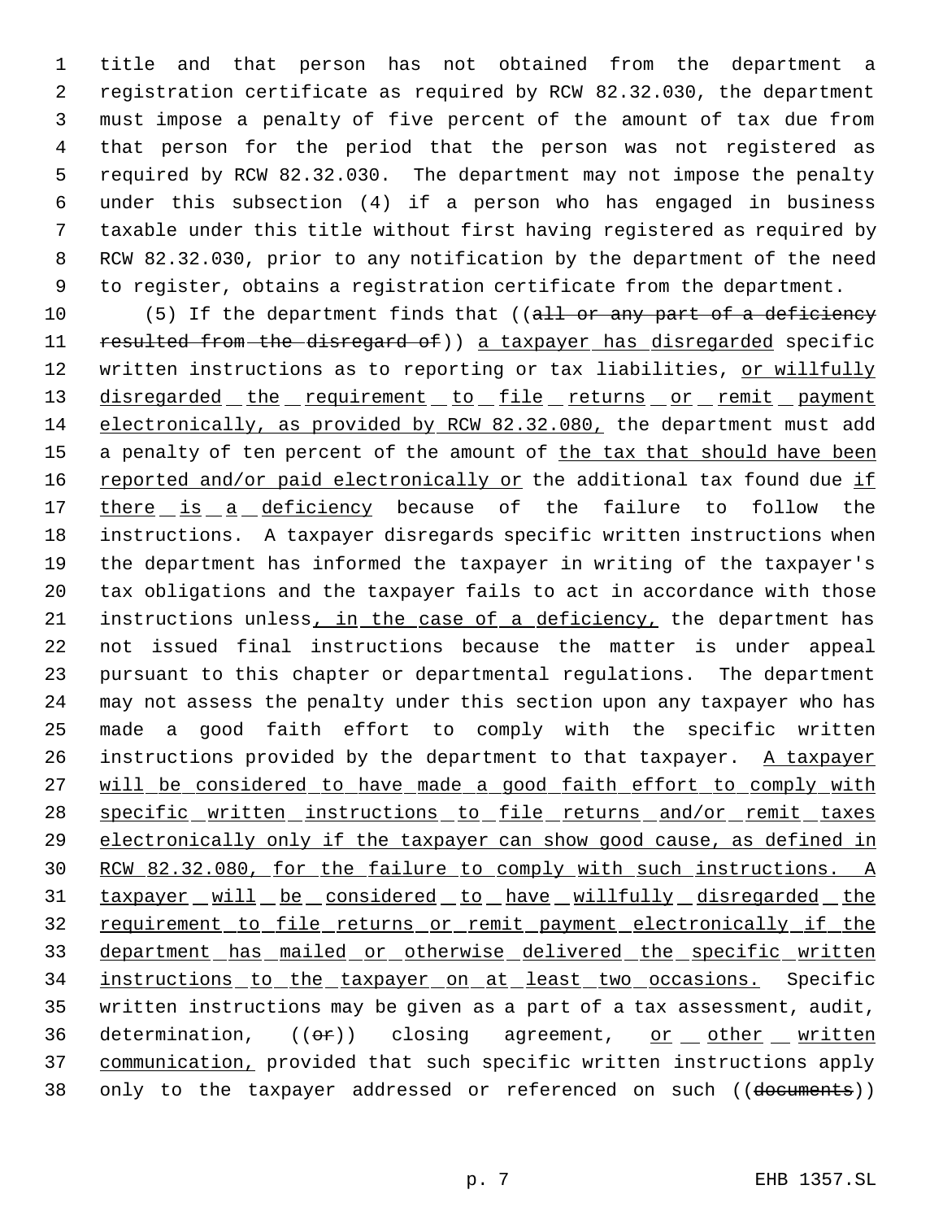title and that person has not obtained from the department a registration certificate as required by RCW 82.32.030, the department must impose a penalty of five percent of the amount of tax due from that person for the period that the person was not registered as required by RCW 82.32.030. The department may not impose the penalty under this subsection (4) if a person who has engaged in business taxable under this title without first having registered as required by RCW 82.32.030, prior to any notification by the department of the need to register, obtains a registration certificate from the department.

(5) If the department finds that ((~~all or any part of a deficiency resulted from the disregard of~~)) a taxpayer has disregarded specific written instructions as to reporting or tax liabilities, or willfully disregarded the requirement to file returns or remit payment electronically, as provided by RCW 82.32.080, the department must add a penalty of ten percent of the amount of the tax that should have been reported and/or paid electronically or the additional tax found due if there is a deficiency because of the failure to follow the instructions. A taxpayer disregards specific written instructions when the department has informed the taxpayer in writing of the taxpayer's tax obligations and the taxpayer fails to act in accordance with those instructions unless, in the case of a deficiency, the department has not issued final instructions because the matter is under appeal pursuant to this chapter or departmental regulations. The department may not assess the penalty under this section upon any taxpayer who has made a good faith effort to comply with the specific written instructions provided by the department to that taxpayer. A taxpayer will be considered to have made a good faith effort to comply with specific written instructions to file returns and/or remit taxes electronically only if the taxpayer can show good cause, as defined in RCW 82.32.080, for the failure to comply with such instructions. A taxpayer will be considered to have willfully disregarded the requirement to file returns or remit payment electronically if the department has mailed or otherwise delivered the specific written instructions to the taxpayer on at least two occasions. Specific written instructions may be given as a part of a tax assessment, audit, determination, ((~~or~~)) closing agreement, or other written communication, provided that such specific written instructions apply only to the taxpayer addressed or referenced on such ((~~documents~~))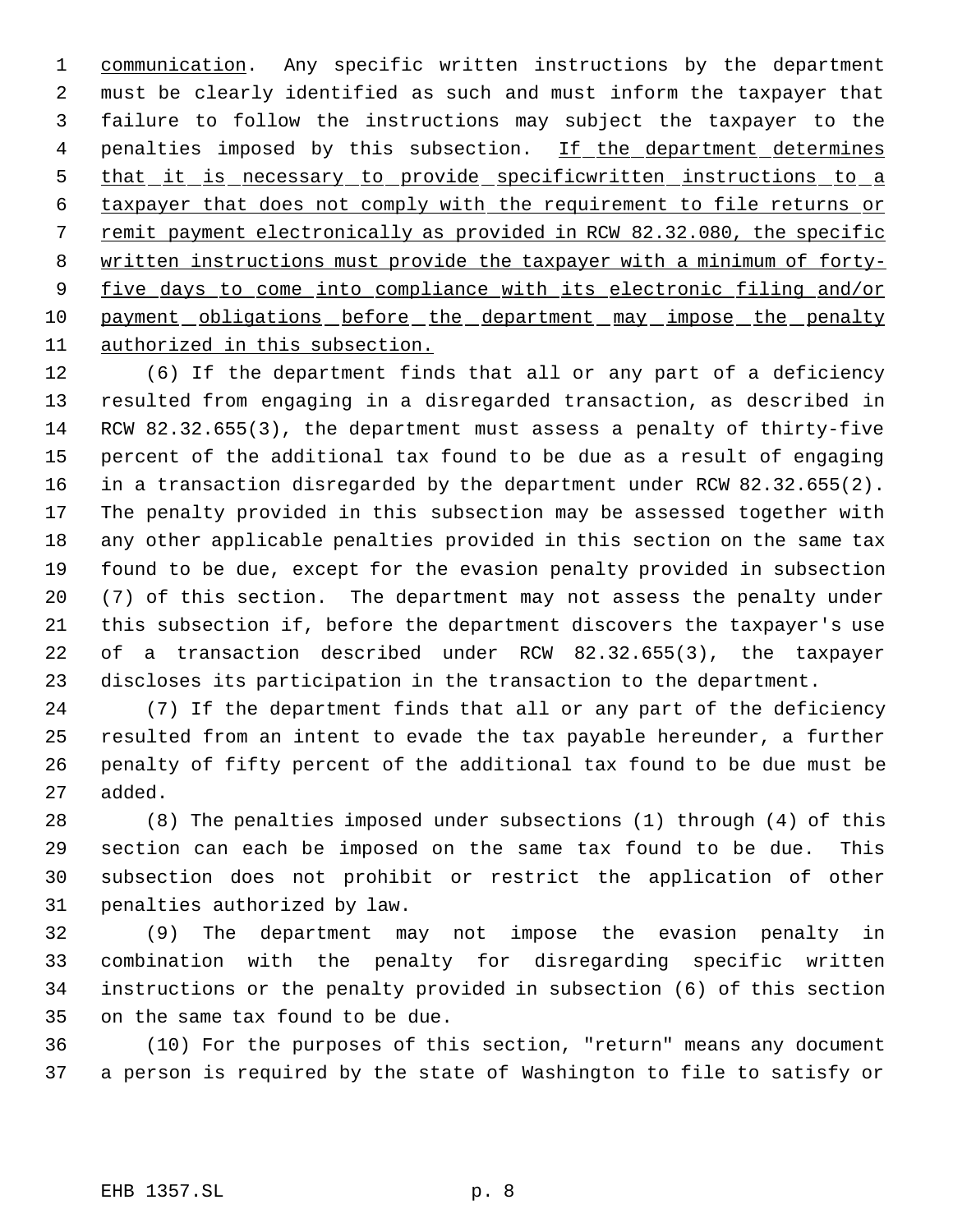communication. Any specific written instructions by the department must be clearly identified as such and must inform the taxpayer that failure to follow the instructions may subject the taxpayer to the penalties imposed by this subsection. If the department determines that it is necessary to provide specificwritten instructions to a taxpayer that does not comply with the requirement to file returns or remit payment electronically as provided in RCW 82.32.080, the specific written instructions must provide the taxpayer with a minimum of forty-five days to come into compliance with its electronic filing and/or payment obligations before the department may impose the penalty authorized in this subsection.

(6) If the department finds that all or any part of a deficiency resulted from engaging in a disregarded transaction, as described in RCW 82.32.655(3), the department must assess a penalty of thirty-five percent of the additional tax found to be due as a result of engaging in a transaction disregarded by the department under RCW 82.32.655(2). The penalty provided in this subsection may be assessed together with any other applicable penalties provided in this section on the same tax found to be due, except for the evasion penalty provided in subsection (7) of this section. The department may not assess the penalty under this subsection if, before the department discovers the taxpayer's use of a transaction described under RCW 82.32.655(3), the taxpayer discloses its participation in the transaction to the department.

(7) If the department finds that all or any part of the deficiency resulted from an intent to evade the tax payable hereunder, a further penalty of fifty percent of the additional tax found to be due must be added.

(8) The penalties imposed under subsections (1) through (4) of this section can each be imposed on the same tax found to be due. This subsection does not prohibit or restrict the application of other penalties authorized by law.

(9) The department may not impose the evasion penalty in combination with the penalty for disregarding specific written instructions or the penalty provided in subsection (6) of this section on the same tax found to be due.

(10) For the purposes of this section, "return" means any document a person is required by the state of Washington to file to satisfy or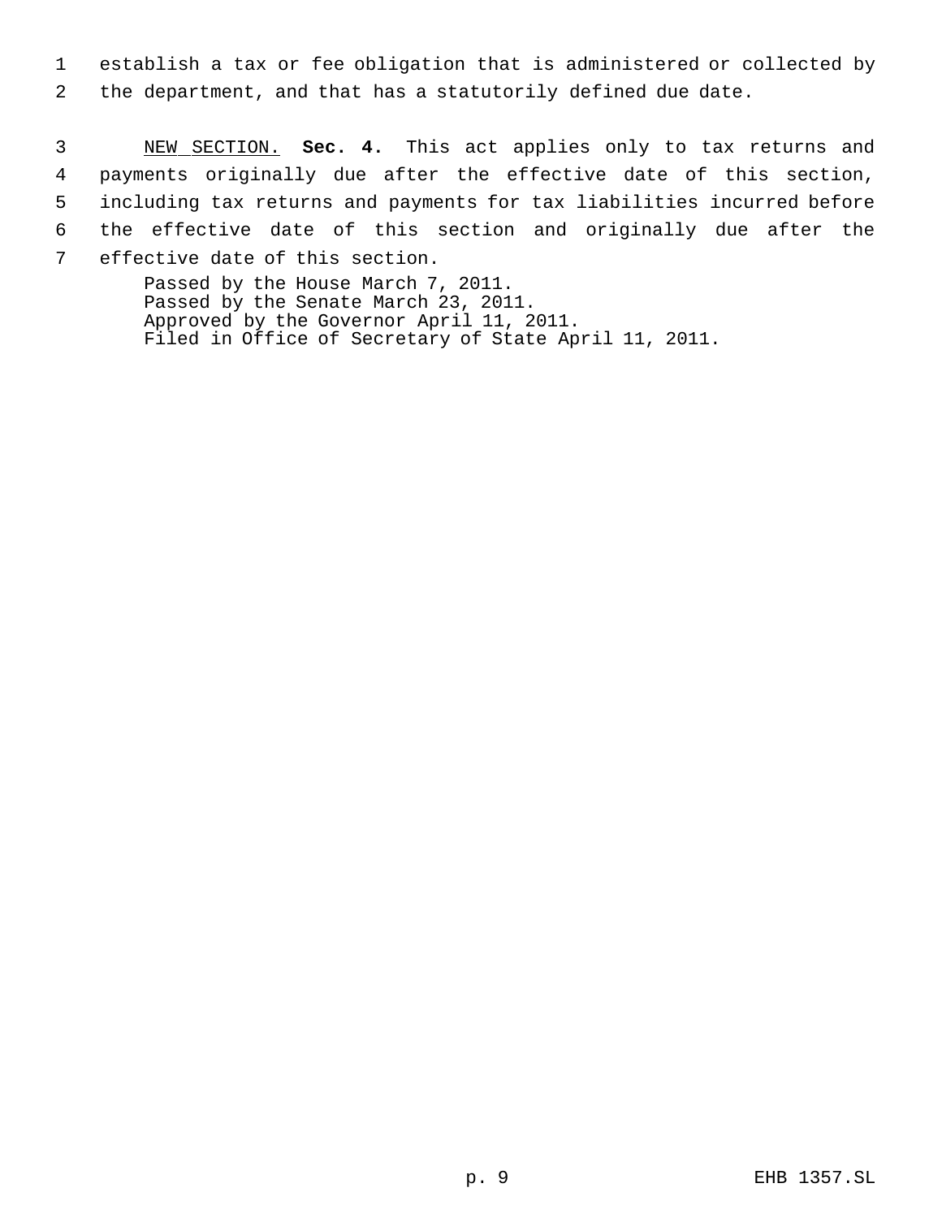establish a tax or fee obligation that is administered or collected by the department, and that has a statutorily defined due date.

NEW SECTION. **Sec. 4.** This act applies only to tax returns and payments originally due after the effective date of this section, including tax returns and payments for tax liabilities incurred before the effective date of this section and originally due after the effective date of this section.

Passed by the House March 7, 2011.
Passed by the Senate March 23, 2011.
Approved by the Governor April 11, 2011.
Filed in Office of Secretary of State April 11, 2011.